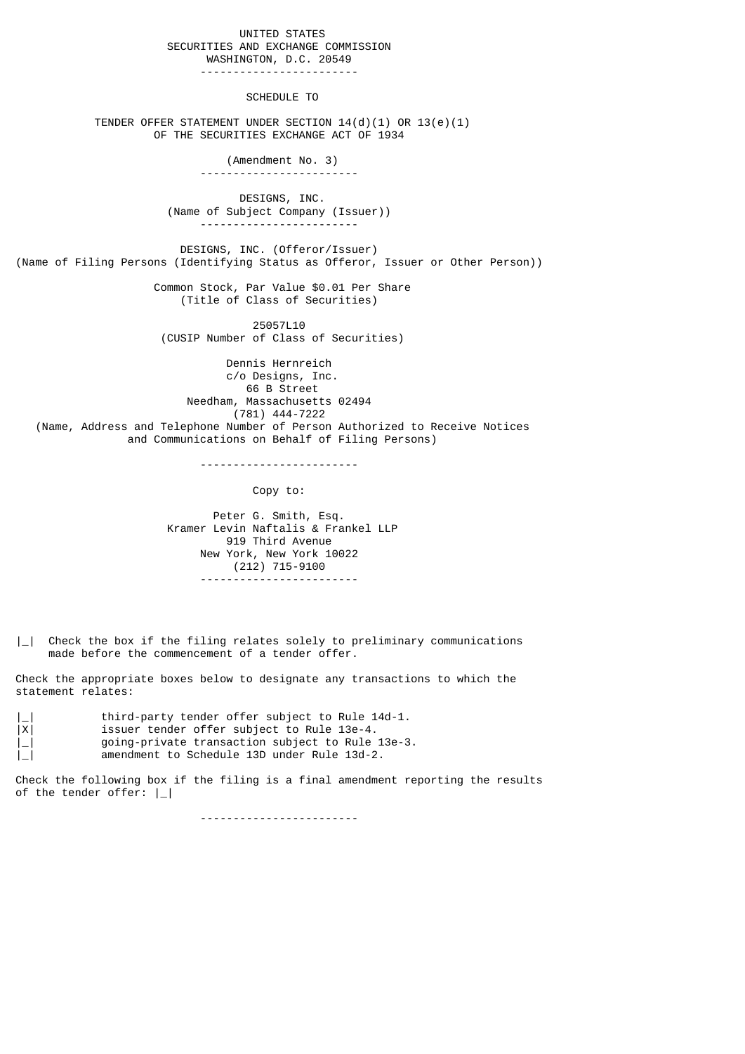UNITED STATES
SECURITIES AND EXCHANGE COMMISSION
WASHINGTON, D.C. 20549

---

# SCHEDULE TO

TENDER OFFER STATEMENT UNDER SECTION 14(d)(1) OR 13(e)(1)
OF THE SECURITIES EXCHANGE ACT OF 1934

(Amendment No. 3)

---

DESIGNS, INC.
(Name of Subject Company (Issuer))

---

DESIGNS, INC. (Offeror/Issuer)
(Name of Filing Persons (Identifying Status as Offeror, Issuer or Other Person))

Common Stock, Par Value $0.01 Per Share
(Title of Class of Securities)

25057L10
(CUSIP Number of Class of Securities)

Dennis Hernreich
c/o Designs, Inc.
66 B Street
Needham, Massachusetts 02494
(781) 444-7222
(Name, Address and Telephone Number of Person Authorized to Receive Notices
and Communications on Behalf of Filing Persons)

---

Copy to:

Peter G. Smith, Esq.
Kramer Levin Naftalis & Frankel LLP
919 Third Avenue
New York, New York 10022
(212) 715-9100

---

|_| Check the box if the filing relates solely to preliminary communications made before the commencement of a tender offer.

Check the appropriate boxes below to designate any transactions to which the statement relates:

|_| third-party tender offer subject to Rule 14d-1.
|X| issuer tender offer subject to Rule 13e-4.
|_| going-private transaction subject to Rule 13e-3.
|_| amendment to Schedule 13D under Rule 13d-2.

Check the following box if the filing is a final amendment reporting the results of the tender offer: |_|

---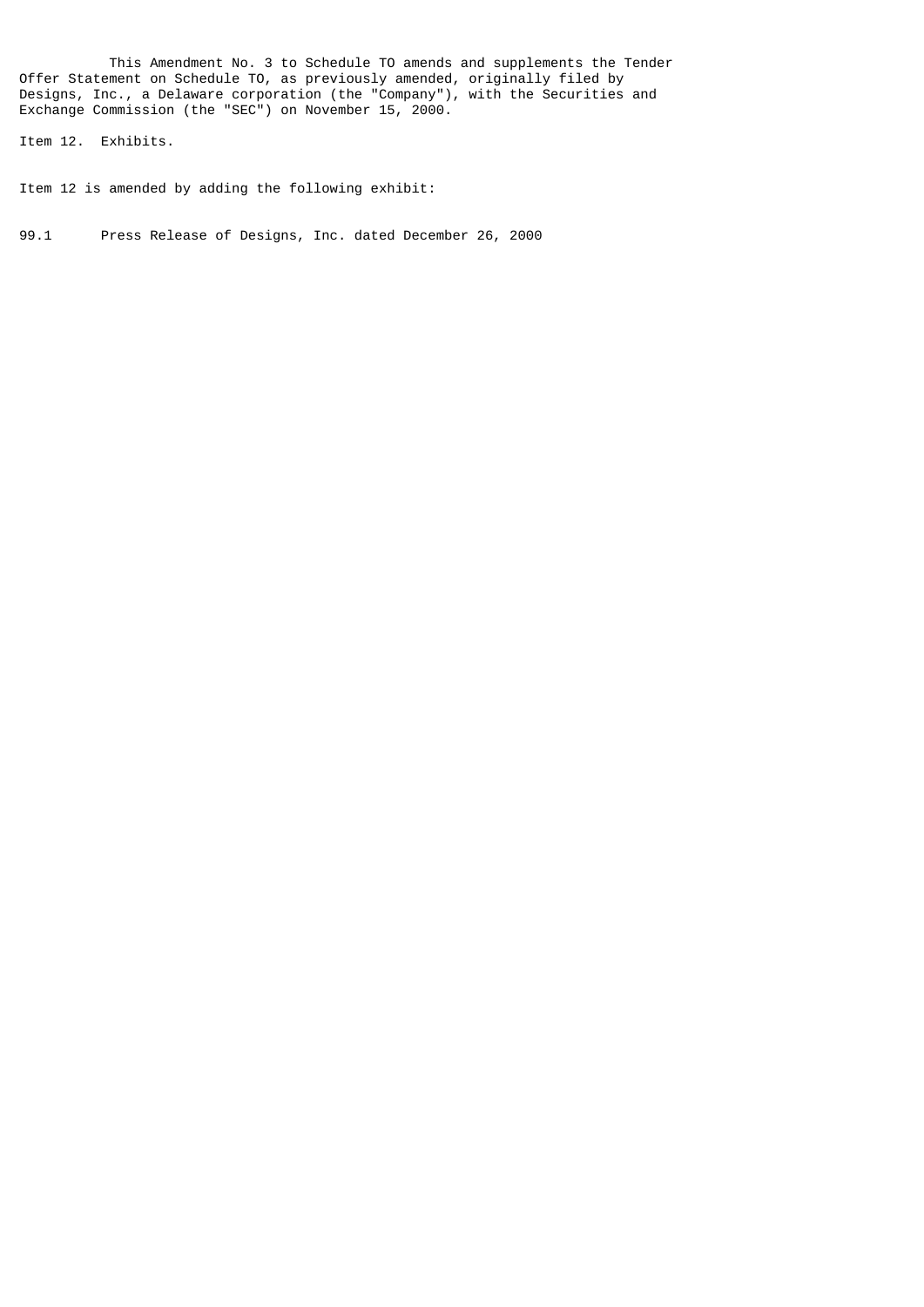This Amendment No. 3 to Schedule TO amends and supplements the Tender Offer Statement on Schedule TO, as previously amended, originally filed by Designs, Inc., a Delaware corporation (the "Company"), with the Securities and Exchange Commission (the "SEC") on November 15, 2000.

Item 12. Exhibits.

Item 12 is amended by adding the following exhibit:

99.1 Press Release of Designs, Inc. dated December 26, 2000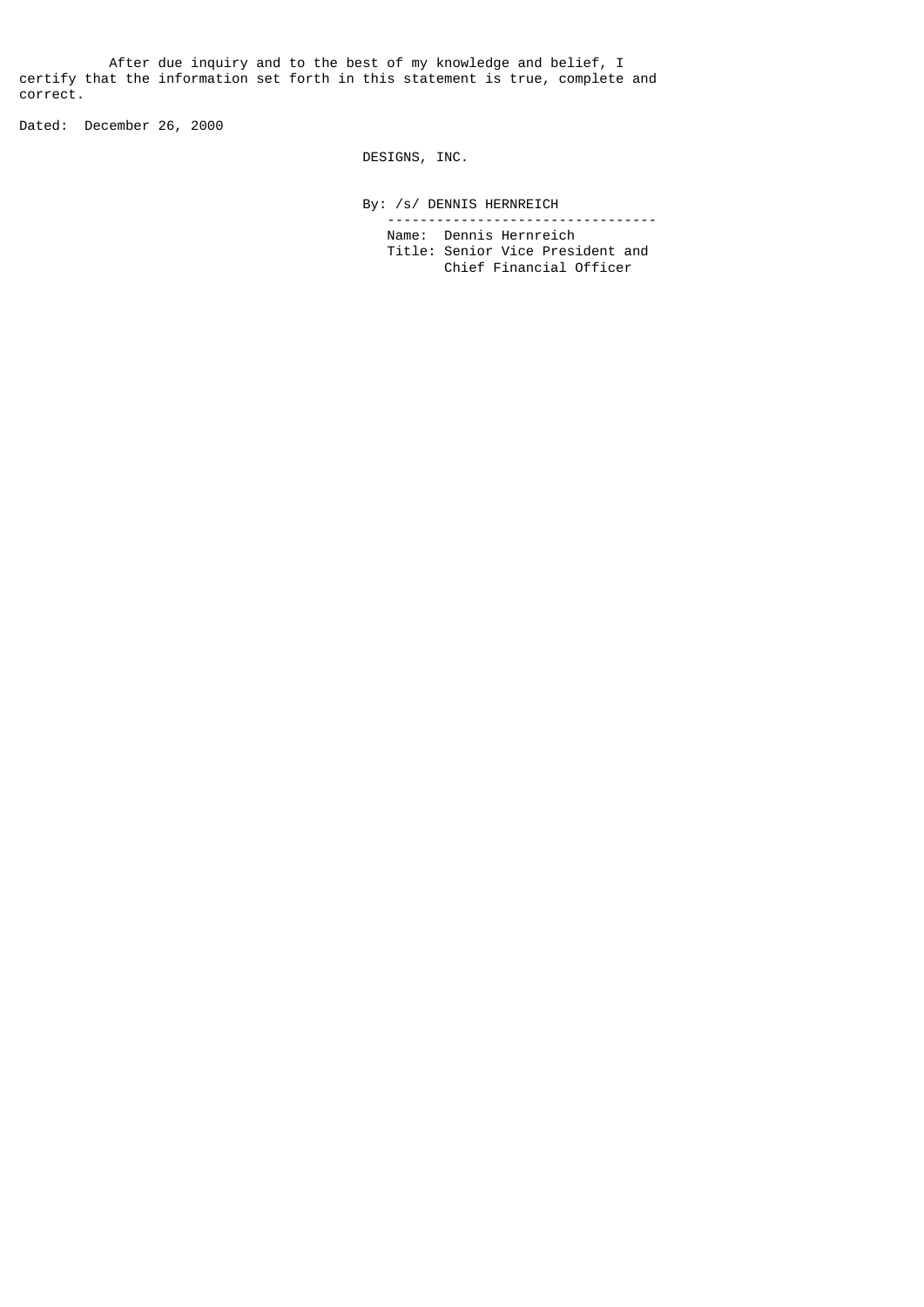After due inquiry and to the best of my knowledge and belief, I certify that the information set forth in this statement is true, complete and correct.

Dated: December 26, 2000

DESIGNS, INC.

By: /s/ DENNIS HERNREICH

---

Name: Dennis Hernreich

Title: Senior Vice President and Chief Financial Officer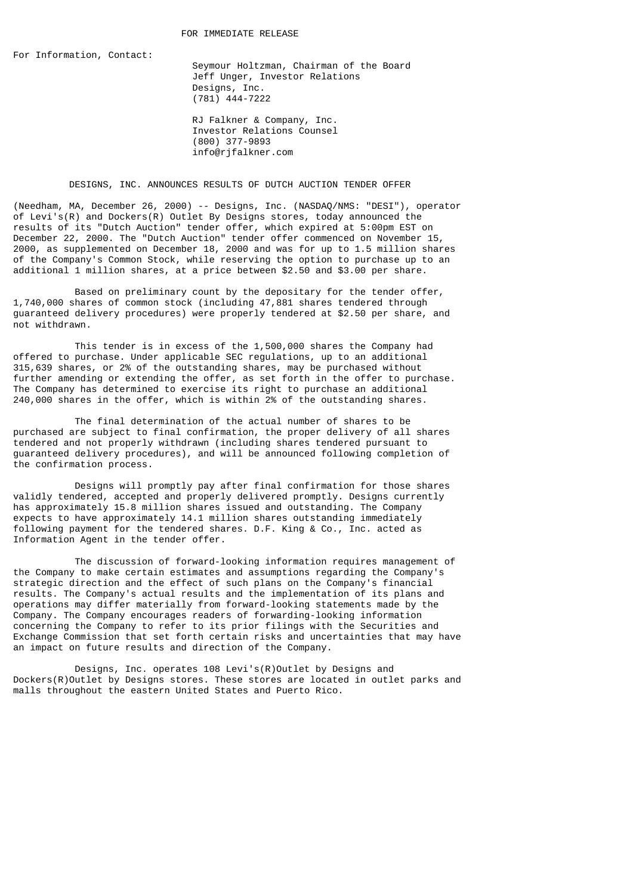FOR IMMEDIATE RELEASE

For Information, Contact:

Seymour Holtzman, Chairman of the Board
Jeff Unger, Investor Relations
Designs, Inc.
(781) 444-7222

RJ Falkner & Company, Inc.
Investor Relations Counsel
(800) 377-9893
info@rjfalkner.com

# DESIGNS, INC. ANNOUNCES RESULTS OF DUTCH AUCTION TENDER OFFER

(Needham, MA, December 26, 2000) -- Designs, Inc. (NASDAQ/NMS: "DESI"), operator of Levi's(R) and Dockers(R) Outlet By Designs stores, today announced the results of its "Dutch Auction" tender offer, which expired at 5:00pm EST on December 22, 2000. The "Dutch Auction" tender offer commenced on November 15, 2000, as supplemented on December 18, 2000 and was for up to 1.5 million shares of the Company's Common Stock, while reserving the option to purchase up to an additional 1 million shares, at a price between $2.50 and $3.00 per share.

Based on preliminary count by the depositary for the tender offer, 1,740,000 shares of common stock (including 47,881 shares tendered through guaranteed delivery procedures) were properly tendered at $2.50 per share, and not withdrawn.

This tender is in excess of the 1,500,000 shares the Company had offered to purchase. Under applicable SEC regulations, up to an additional 315,639 shares, or 2% of the outstanding shares, may be purchased without further amending or extending the offer, as set forth in the offer to purchase. The Company has determined to exercise its right to purchase an additional 240,000 shares in the offer, which is within 2% of the outstanding shares.

The final determination of the actual number of shares to be purchased are subject to final confirmation, the proper delivery of all shares tendered and not properly withdrawn (including shares tendered pursuant to guaranteed delivery procedures), and will be announced following completion of the confirmation process.

Designs will promptly pay after final confirmation for those shares validly tendered, accepted and properly delivered promptly. Designs currently has approximately 15.8 million shares issued and outstanding. The Company expects to have approximately 14.1 million shares outstanding immediately following payment for the tendered shares. D.F. King & Co., Inc. acted as Information Agent in the tender offer.

The discussion of forward-looking information requires management of the Company to make certain estimates and assumptions regarding the Company's strategic direction and the effect of such plans on the Company's financial results. The Company's actual results and the implementation of its plans and operations may differ materially from forward-looking statements made by the Company. The Company encourages readers of forwarding-looking information concerning the Company to refer to its prior filings with the Securities and Exchange Commission that set forth certain risks and uncertainties that may have an impact on future results and direction of the Company.

Designs, Inc. operates 108 Levi's(R)Outlet by Designs and Dockers(R)Outlet by Designs stores. These stores are located in outlet parks and malls throughout the eastern United States and Puerto Rico.